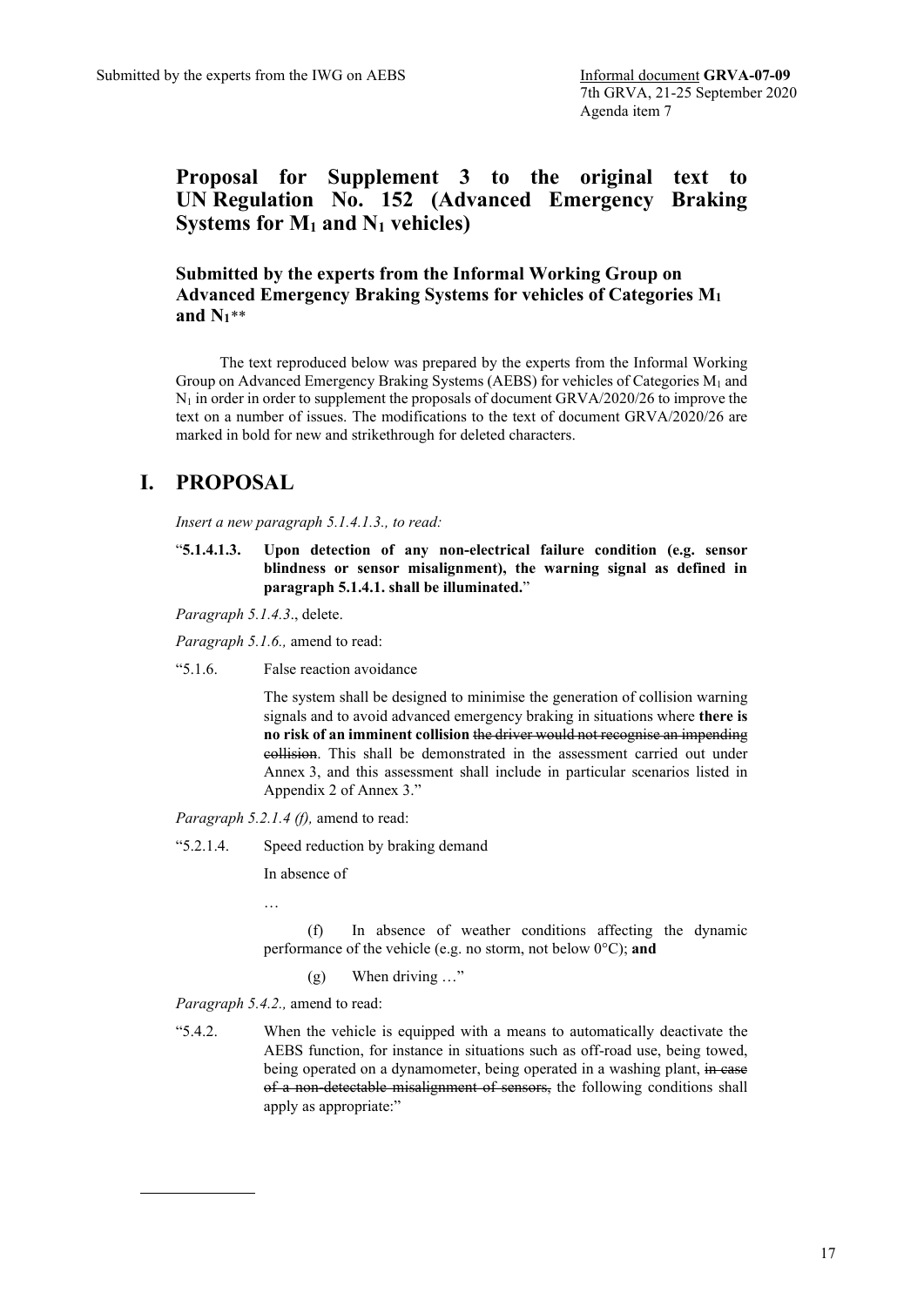Submitted by the experts from the IWG on AEBS

Informal document **GRVA-07-09**
7th GRVA, 21-25 September 2020
Agenda item 7

# Proposal for Supplement 3 to the original text to UN Regulation No. 152 (Advanced Emergency Braking Systems for $M_1$ and $N_1$ vehicles)

## Submitted by the experts from the Informal Working Group on Advanced Emergency Braking Systems for vehicles of Categories $M_1$ and $N_1$**

The text reproduced below was prepared by the experts from the Informal Working Group on Advanced Emergency Braking Systems (AEBS) for vehicles of Categories $M_1$ and $N_1$ in order in order to supplement the proposals of document GRVA/2020/26 to improve the text on a number of issues. The modifications to the text of document GRVA/2020/26 are marked in bold for new and strikethrough for deleted characters.

# I. PROPOSAL

*Insert a new paragraph 5.1.4.1.3., to read:*

"**5.1.4.1.3. Upon detection of any non-electrical failure condition (e.g. sensor blindness or sensor misalignment), the warning signal as defined in paragraph 5.1.4.1. shall be illuminated.**"

*Paragraph 5.1.4.3*., delete.

*Paragraph 5.1.6.,* amend to read:

"5.1.6. False reaction avoidance

The system shall be designed to minimise the generation of collision warning signals and to avoid advanced emergency braking in situations where **there is no risk of an imminent collision** ~~the driver would not recognise an impending collision~~. This shall be demonstrated in the assessment carried out under Annex 3, and this assessment shall include in particular scenarios listed in Appendix 2 of Annex 3."

*Paragraph 5.2.1.4 (f),* amend to read:

"5.2.1.4. Speed reduction by braking demand

In absence of

…

(f) In absence of weather conditions affecting the dynamic performance of the vehicle (e.g. no storm, not below 0°C); **and**

(g) When driving …"

*Paragraph 5.4.2.,* amend to read:

"5.4.2. When the vehicle is equipped with a means to automatically deactivate the AEBS function, for instance in situations such as off-road use, being towed, being operated on a dynamometer, being operated in a washing plant, ~~in case of a non-detectable misalignment of sensors,~~ the following conditions shall apply as appropriate:"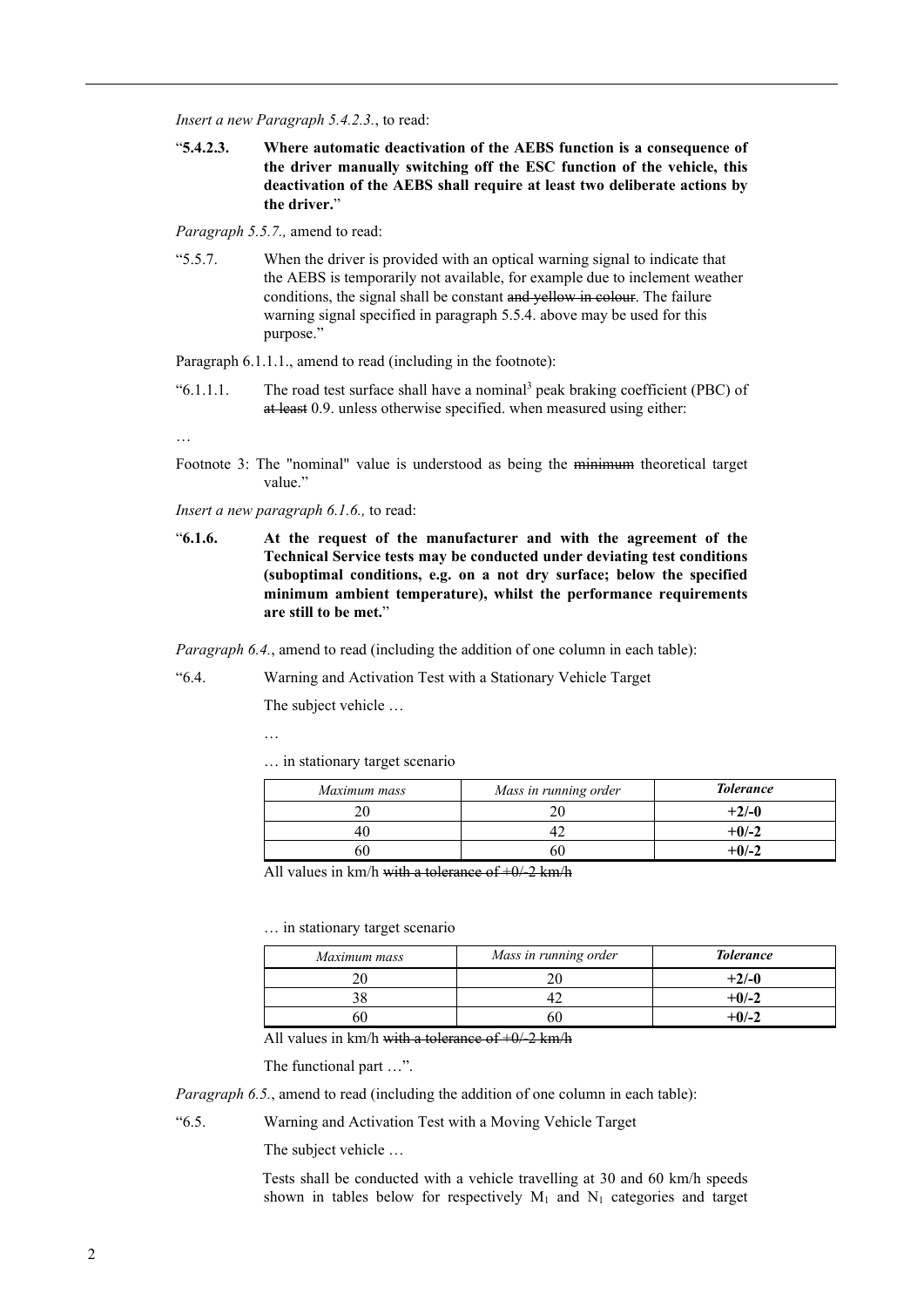*Insert a new Paragraph 5.4.2.3.*, to read:

"**5.4.2.3. Where automatic deactivation of the AEBS function is a consequence of the driver manually switching off the ESC function of the vehicle, this deactivation of the AEBS shall require at least two deliberate actions by the driver.**"

*Paragraph 5.5.7.,* amend to read:

"5.5.7. When the driver is provided with an optical warning signal to indicate that the AEBS is temporarily not available, for example due to inclement weather conditions, the signal shall be constant ~~and yellow in colour~~. The failure warning signal specified in paragraph 5.5.4. above may be used for this purpose."

Paragraph 6.1.1.1., amend to read (including in the footnote):

"6.1.1.1. The road test surface shall have a nominal[3] peak braking coefficient (PBC) of ~~at least~~ 0.9. unless otherwise specified. when measured using either:

…

Footnote 3: The "nominal" value is understood as being the ~~minimum~~ theoretical target value."

*Insert a new paragraph 6.1.6.,* to read:

"**6.1.6. At the request of the manufacturer and with the agreement of the Technical Service tests may be conducted under deviating test conditions (suboptimal conditions, e.g. on a not dry surface; below the specified minimum ambient temperature), whilst the performance requirements are still to be met.**"

*Paragraph 6.4.*, amend to read (including the addition of one column in each table):

"6.4. Warning and Activation Test with a Stationary Vehicle Target

The subject vehicle …

…

… in stationary target scenario

| *Maximum mass* | *Mass in running order* | ***Tolerance*** |
|---|---|---|
| 20 | 20 | **+2/-0** |
| 40 | 42 | **+0/-2** |
| 60 | 60 | **+0/-2** |

All values in km/h ~~with a tolerance of +0/-2 km/h~~

… in stationary target scenario

| *Maximum mass* | *Mass in running order* | ***Tolerance*** |
|---|---|---|
| 20 | 20 | **+2/-0** |
| 38 | 42 | **+0/-2** |
| 60 | 60 | **+0/-2** |

All values in km/h ~~with a tolerance of +0/-2 km/h~~

The functional part …".

*Paragraph 6.5.*, amend to read (including the addition of one column in each table):

"6.5. Warning and Activation Test with a Moving Vehicle Target

The subject vehicle …

Tests shall be conducted with a vehicle travelling at 30 and 60 km/h speeds shown in tables below for respectively $M_1$ and $N_1$ categories and target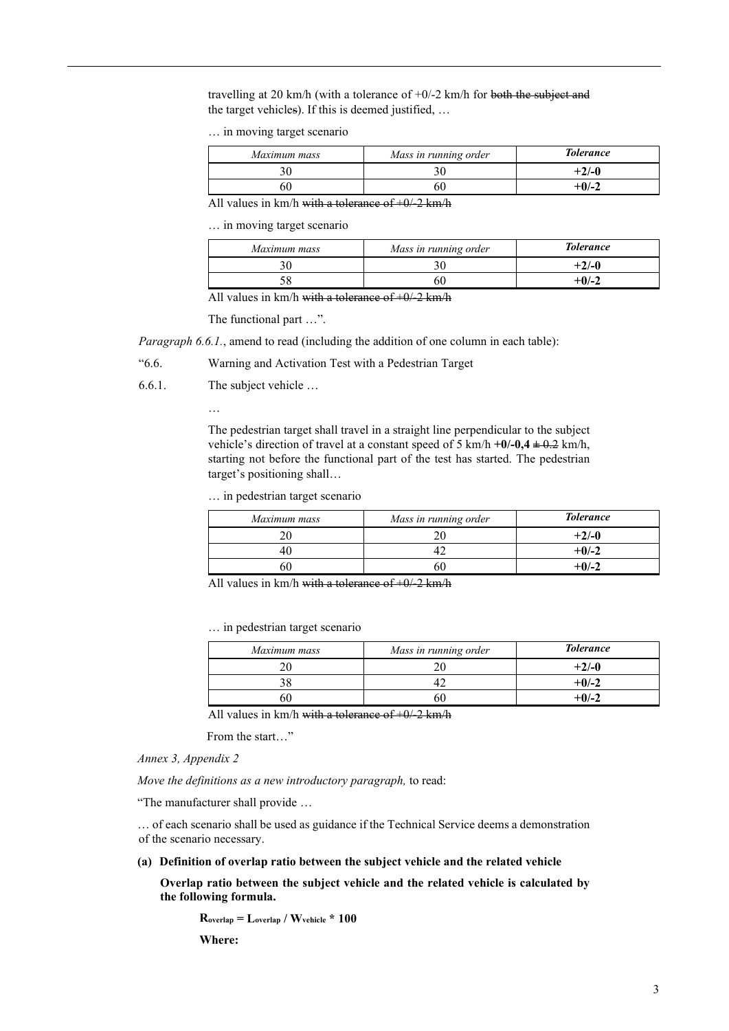travelling at 20 km/h (with a tolerance of +0/-2 km/h for ~~both the subject and~~ the target vehicle~~s~~). If this is deemed justified, …

… in moving target scenario

| *Maximum mass* | *Mass in running order* | ***Tolerance*** |
|---|---|---|
| 30 | 30 | **+2/-0** |
| 60 | 60 | **+0/-2** |

All values in km/h ~~with a tolerance of +0/-2 km/h~~

… in moving target scenario

| *Maximum mass* | *Mass in running order* | ***Tolerance*** |
|---|---|---|
| 30 | 30 | **+2/-0** |
| 58 | 60 | **+0/-2** |

All values in km/h ~~with a tolerance of +0/-2 km/h~~

The functional part …".

*Paragraph 6.6.1.*, amend to read (including the addition of one column in each table):

"6.6. Warning and Activation Test with a Pedestrian Target

6.6.1. The subject vehicle …

…

The pedestrian target shall travel in a straight line perpendicular to the subject vehicle's direction of travel at a constant speed of 5 km/h **+0/-0,4** ~~± 0.2~~ km/h, starting not before the functional part of the test has started. The pedestrian target's positioning shall…

… in pedestrian target scenario

| *Maximum mass* | *Mass in running order* | ***Tolerance*** |
|---|---|---|
| 20 | 20 | **+2/-0** |
| 40 | 42 | **+0/-2** |
| 60 | 60 | **+0/-2** |

All values in km/h ~~with a tolerance of +0/-2 km/h~~

… in pedestrian target scenario

| *Maximum mass* | *Mass in running order* | ***Tolerance*** |
|---|---|---|
| 20 | 20 | **+2/-0** |
| 38 | 42 | **+0/-2** |
| 60 | 60 | **+0/-2** |

All values in km/h ~~with a tolerance of +0/-2 km/h~~

From the start…"

*Annex 3, Appendix 2*

*Move the definitions as a new introductory paragraph,* to read:

"The manufacturer shall provide …

… of each scenario shall be used as guidance if the Technical Service deems a demonstration of the scenario necessary.

**(a) Definition of overlap ratio between the subject vehicle and the related vehicle**

**Overlap ratio between the subject vehicle and the related vehicle is calculated by the following formula.**

$$R_{overlap} = L_{overlap} / W_{vehicle} * 100$$

**Where:**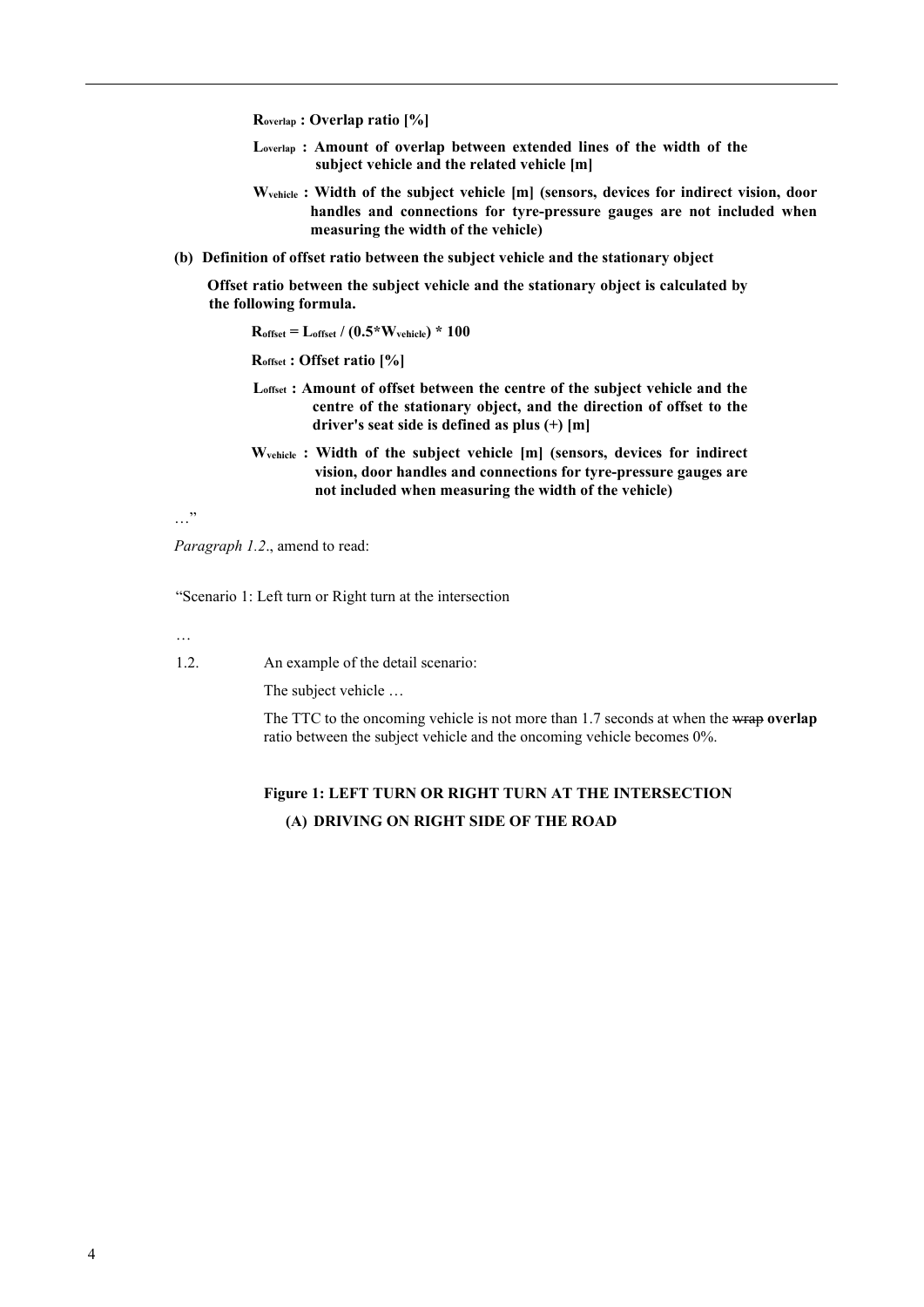**$R_{overlap}$ : Overlap ratio [%]**

**$L_{overlap}$ : Amount of overlap between extended lines of the width of the subject vehicle and the related vehicle [m]**

**$W_{vehicle}$ : Width of the subject vehicle [m] (sensors, devices for indirect vision, door handles and connections for tyre-pressure gauges are not included when measuring the width of the vehicle)**

**(b) Definition of offset ratio between the subject vehicle and the stationary object**

**Offset ratio between the subject vehicle and the stationary object is calculated by the following formula.**

**$R_{offset} = L_{offset} / (0.5*W_{vehicle}) * 100$**

**$R_{offset}$ : Offset ratio [%]**

**$L_{offset}$ : Amount of offset between the centre of the subject vehicle and the centre of the stationary object, and the direction of offset to the driver's seat side is defined as plus (+) [m]**

**$W_{vehicle}$ : Width of the subject vehicle [m] (sensors, devices for indirect vision, door handles and connections for tyre-pressure gauges are not included when measuring the width of the vehicle)**

…"

*Paragraph 1.2.*, amend to read:

"Scenario 1: Left turn or Right turn at the intersection

…

1.2. An example of the detail scenario:

The subject vehicle …

The TTC to the oncoming vehicle is not more than 1.7 seconds at when the ~~wrap~~ **overlap** ratio between the subject vehicle and the oncoming vehicle becomes 0%.

**Figure 1: LEFT TURN OR RIGHT TURN AT THE INTERSECTION**

**(A) DRIVING ON RIGHT SIDE OF THE ROAD**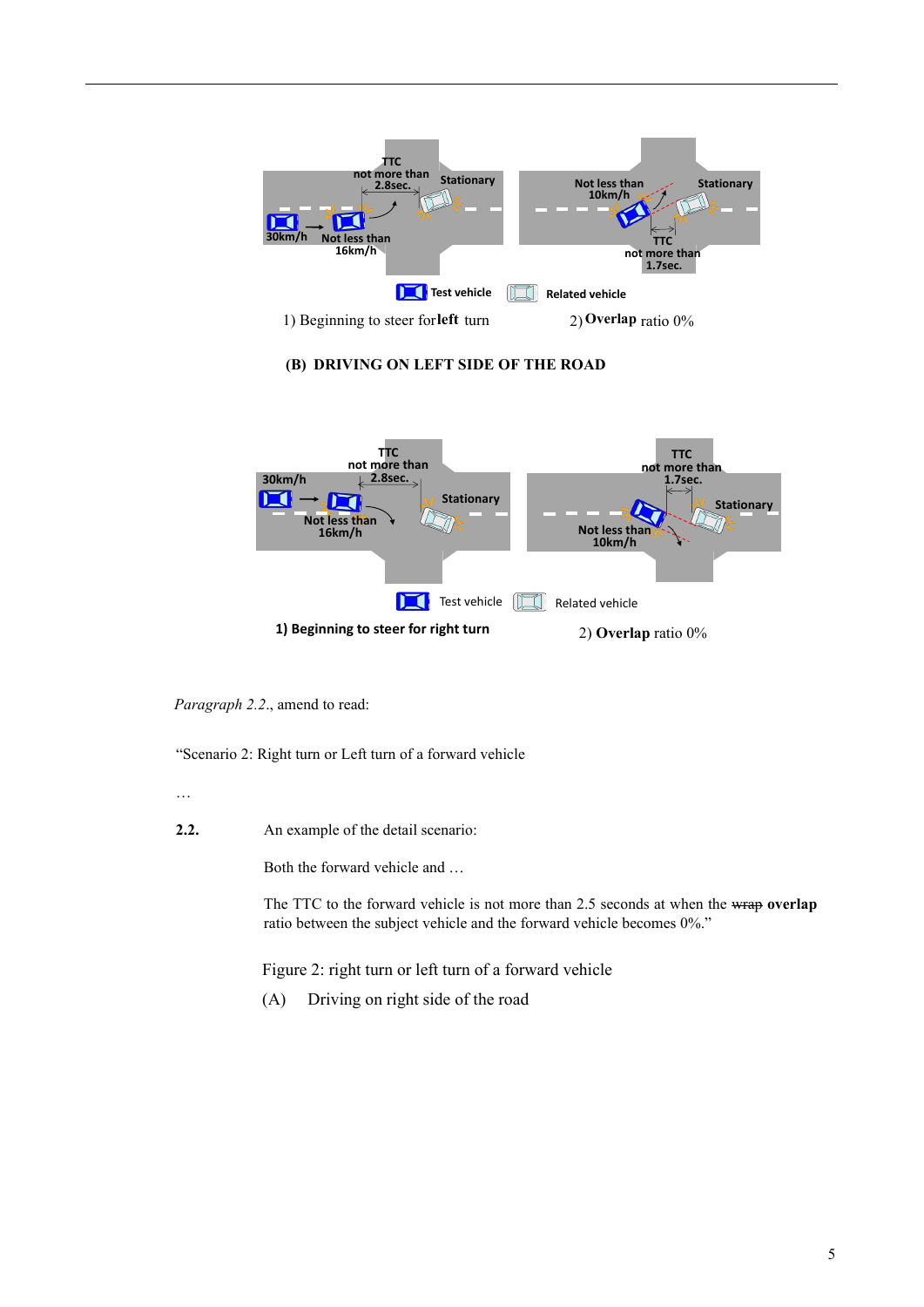1) Beginning to steer for **left** turn

2) **Overlap** ratio 0%

**(B) DRIVING ON LEFT SIDE OF THE ROAD**

**1) Beginning to steer for right turn**

2) **Overlap** ratio 0%

*Paragraph 2.2.*, amend to read:

"Scenario 2: Right turn or Left turn of a forward vehicle

…

**2.2.** An example of the detail scenario:

Both the forward vehicle and …

The TTC to the forward vehicle is not more than 2.5 seconds at when the ~~wrap~~ **overlap** ratio between the subject vehicle and the forward vehicle becomes 0%."

Figure 2: right turn or left turn of a forward vehicle

(A) Driving on right side of the road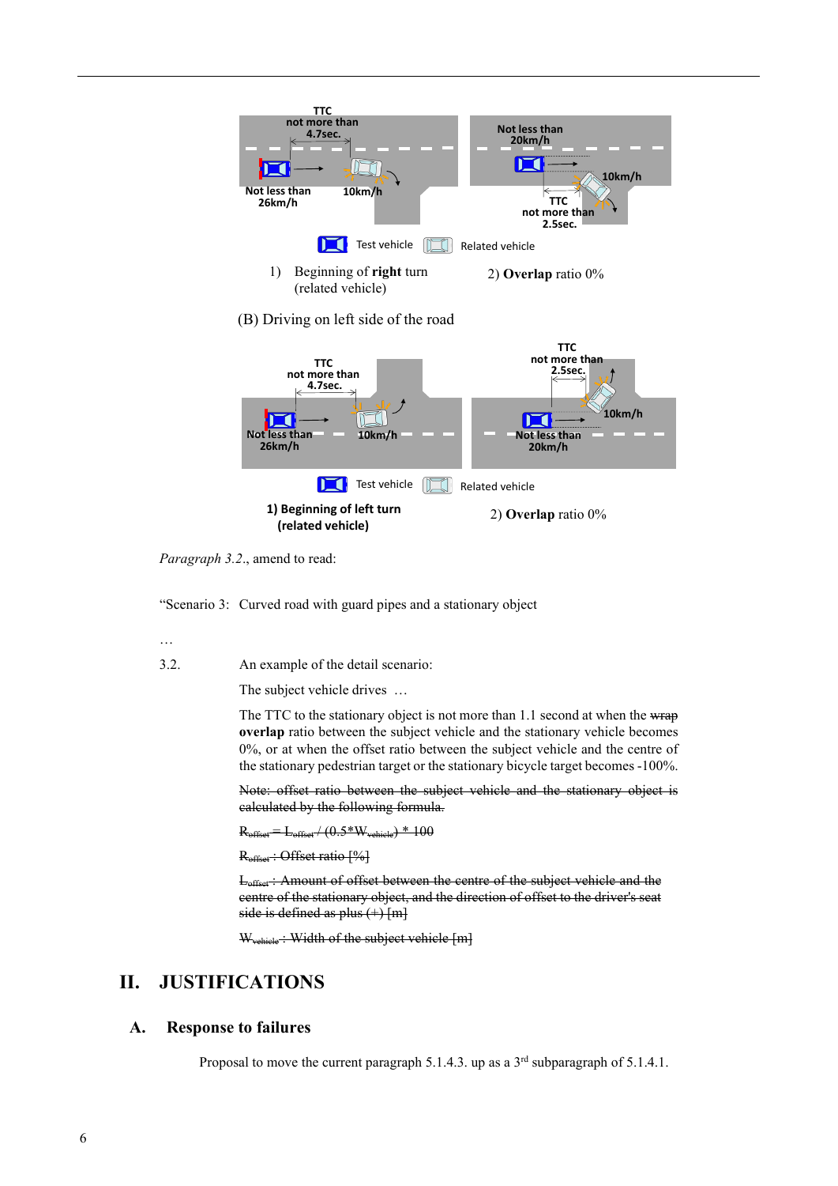TTC not more than 4.7sec.

Not less than 26km/h

10km/h

Not less than 20km/h

10km/h

TTC not more than 2.5sec.

Test vehicle Related vehicle

1) Beginning of **right** turn (related vehicle)

2) **Overlap** ratio 0%

(B) Driving on left side of the road

TTC not more than 4.7sec.

Not less than 26km/h

10km/h

TTC not more than 2.5sec.

10km/h

Not less than 20km/h

Test vehicle Related vehicle

**1) Beginning of left turn (related vehicle)**

2) **Overlap** ratio 0%

*Paragraph 3.2.*, amend to read:

"Scenario 3: Curved road with guard pipes and a stationary object

…

3.2. An example of the detail scenario:

The subject vehicle drives …

The TTC to the stationary object is not more than 1.1 second at when the ~~wrap~~ **overlap** ratio between the subject vehicle and the stationary vehicle becomes 0%, or at when the offset ratio between the subject vehicle and the centre of the stationary pedestrian target or the stationary bicycle target becomes -100%.

~~Note: offset ratio between the subject vehicle and the stationary object is calculated by the following formula.~~

~~$R_{offset} = L_{offset} / (0.5*W_{vehicle}) * 100$~~

~~$R_{offset}$ : Offset ratio [%]~~

~~$L_{offset}$ : Amount of offset between the centre of the subject vehicle and the centre of the stationary object, and the direction of offset to the driver's seat side is defined as plus (+) [m]~~

~~$W_{vehicle}$ : Width of the subject vehicle [m]~~

# II. JUSTIFICATIONS

## A. Response to failures

Proposal to move the current paragraph 5.1.4.3. up as a 3rd subparagraph of 5.1.4.1.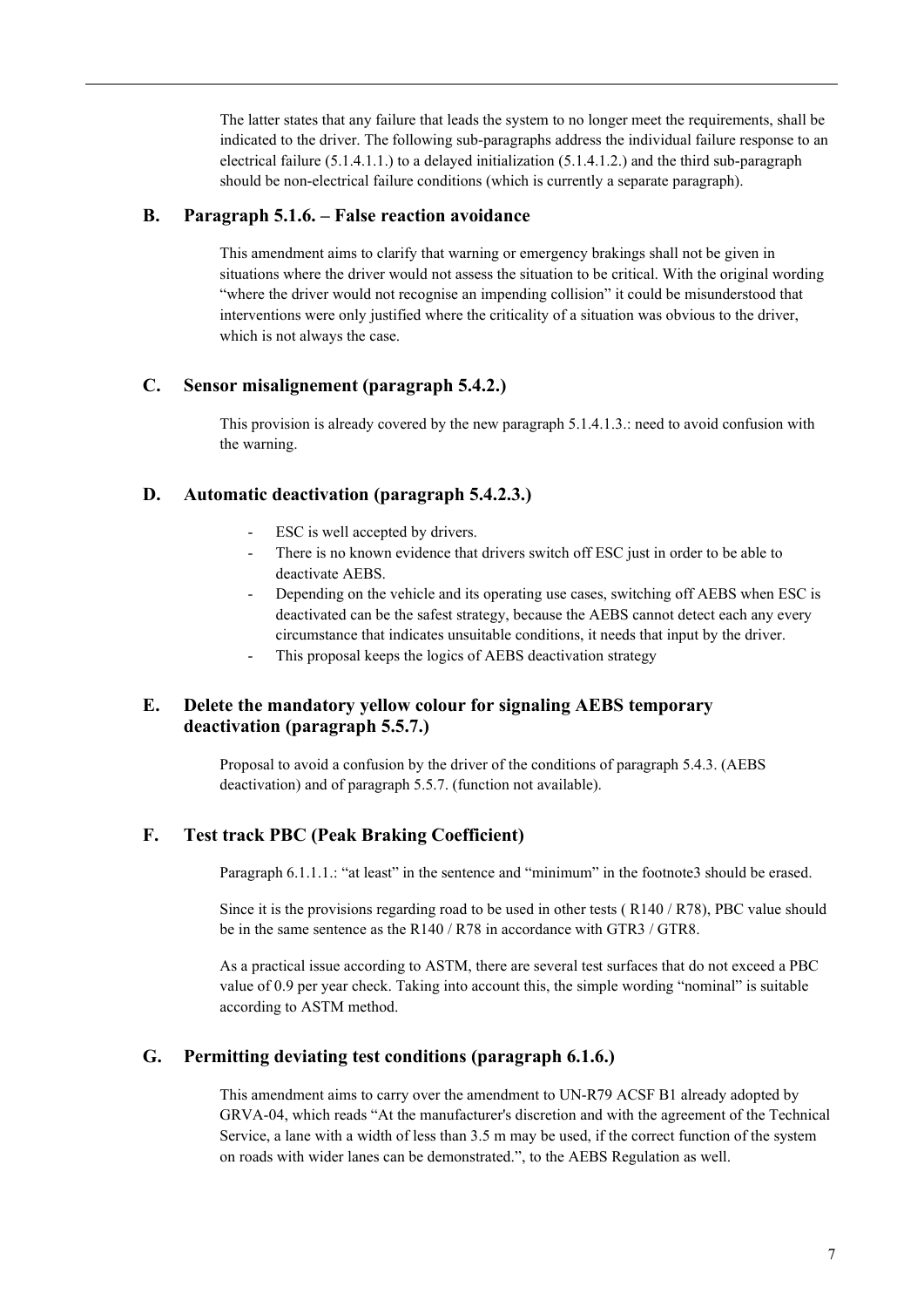The latter states that any failure that leads the system to no longer meet the requirements, shall be indicated to the driver. The following sub-paragraphs address the individual failure response to an electrical failure (5.1.4.1.1.) to a delayed initialization (5.1.4.1.2.) and the third sub-paragraph should be non-electrical failure conditions (which is currently a separate paragraph).

## B. Paragraph 5.1.6. – False reaction avoidance

This amendment aims to clarify that warning or emergency brakings shall not be given in situations where the driver would not assess the situation to be critical. With the original wording "where the driver would not recognise an impending collision" it could be misunderstood that interventions were only justified where the criticality of a situation was obvious to the driver, which is not always the case.

## C. Sensor misalignement (paragraph 5.4.2.)

This provision is already covered by the new paragraph 5.1.4.1.3.: need to avoid confusion with the warning.

## D. Automatic deactivation (paragraph 5.4.2.3.)

- ESC is well accepted by drivers.
- There is no known evidence that drivers switch off ESC just in order to be able to deactivate AEBS.
- Depending on the vehicle and its operating use cases, switching off AEBS when ESC is deactivated can be the safest strategy, because the AEBS cannot detect each any every circumstance that indicates unsuitable conditions, it needs that input by the driver.
- This proposal keeps the logics of AEBS deactivation strategy

## E. Delete the mandatory yellow colour for signaling AEBS temporary deactivation (paragraph 5.5.7.)

Proposal to avoid a confusion by the driver of the conditions of paragraph 5.4.3. (AEBS deactivation) and of paragraph 5.5.7. (function not available).

## F. Test track PBC (Peak Braking Coefficient)

Paragraph 6.1.1.1.: "at least" in the sentence and "minimum" in the footnote3 should be erased.

Since it is the provisions regarding road to be used in other tests ( R140 / R78), PBC value should be in the same sentence as the R140 / R78 in accordance with GTR3 / GTR8.

As a practical issue according to ASTM, there are several test surfaces that do not exceed a PBC value of 0.9 per year check. Taking into account this, the simple wording "nominal" is suitable according to ASTM method.

## G. Permitting deviating test conditions (paragraph 6.1.6.)

This amendment aims to carry over the amendment to UN-R79 ACSF B1 already adopted by GRVA-04, which reads "At the manufacturer's discretion and with the agreement of the Technical Service, a lane with a width of less than 3.5 m may be used, if the correct function of the system on roads with wider lanes can be demonstrated.", to the AEBS Regulation as well.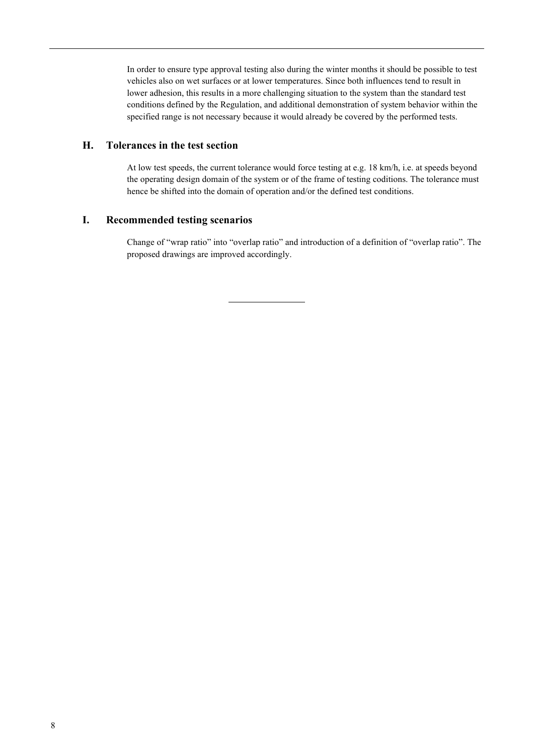In order to ensure type approval testing also during the winter months it should be possible to test vehicles also on wet surfaces or at lower temperatures. Since both influences tend to result in lower adhesion, this results in a more challenging situation to the system than the standard test conditions defined by the Regulation, and additional demonstration of system behavior within the specified range is not necessary because it would already be covered by the performed tests.

## H. Tolerances in the test section

At low test speeds, the current tolerance would force testing at e.g. 18 km/h, i.e. at speeds beyond the operating design domain of the system or of the frame of testing coditions. The tolerance must hence be shifted into the domain of operation and/or the defined test conditions.

## I. Recommended testing scenarios

Change of “wrap ratio” into “overlap ratio” and introduction of a definition of “overlap ratio”. The proposed drawings are improved accordingly.